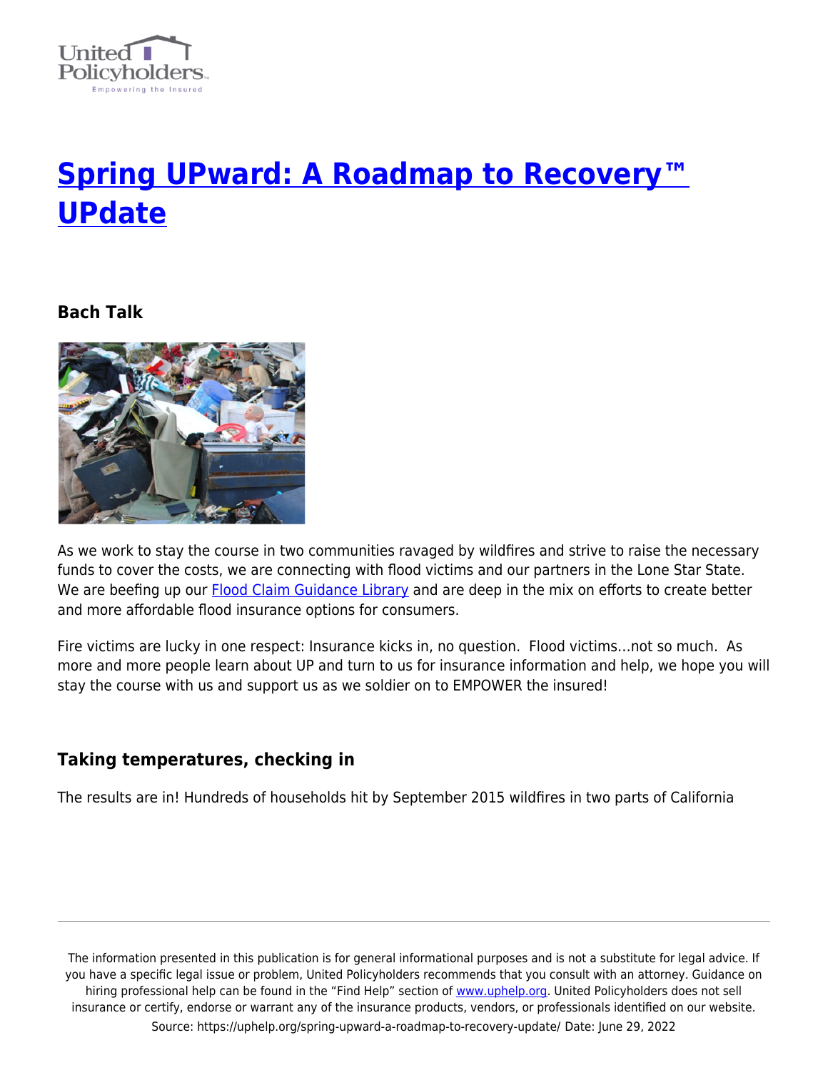# [Spring UPward: A Roadmap to Recovery™ UPdate](https://uphelp.org/spring-upward-a-roadmap-to-recovery-update/)

### Bach Talk

As we work to stay the course in two communities ravaged by wildfires and strive to raise the necessary funds to cover the costs, we are connecting with flood victims and our partners in the Lone Star State. We are beefing up our [Flood Claim Guidance Library](#) and are deep in the mix on efforts to create better and more affordable flood insurance options for consumers.

Fire victims are lucky in one respect: Insurance kicks in, no question. Flood victims…not so much. As more and more people learn about UP and turn to us for insurance information and help, we hope you will stay the course with us and support us as we soldier on to EMPOWER the insured!

### Taking temperatures, checking in

The results are in! Hundreds of households hit by September 2015 wildfires in two parts of California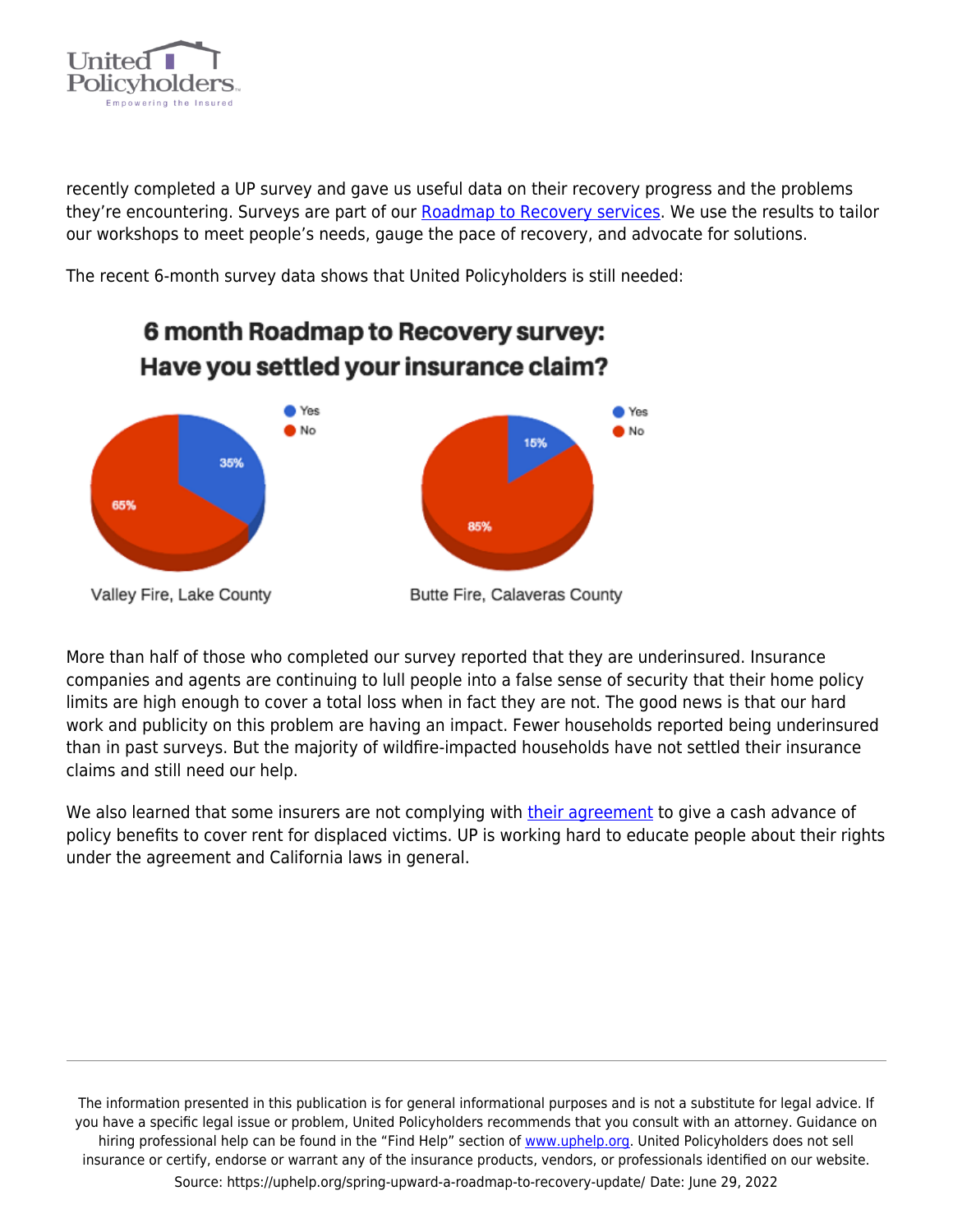recently completed a UP survey and gave us useful data on their recovery progress and the problems they're encountering. Surveys are part of our [Roadmap to Recovery services](). We use the results to tailor our workshops to meet people's needs, gauge the pace of recovery, and advocate for solutions.

The recent 6-month survey data shows that United Policyholders is still needed:

**6 month Roadmap to Recovery survey: Have you settled your insurance claim?**

| | Yes | No |
|---|---|---|
| Valley Fire, Lake County | 35% | 65% |
| Butte Fire, Calaveras County | 15% | 85% |

More than half of those who completed our survey reported that they are underinsured. Insurance companies and agents are continuing to lull people into a false sense of security that their home policy limits are high enough to cover a total loss when in fact they are not. The good news is that our hard work and publicity on this problem are having an impact. Fewer households reported being underinsured than in past surveys. But the majority of wildfire-impacted households have not settled their insurance claims and still need our help.

We also learned that some insurers are not complying with [their agreement]() to give a cash advance of policy benefits to cover rent for displaced victims. UP is working hard to educate people about their rights under the agreement and California laws in general.

The information presented in this publication is for general informational purposes and is not a substitute for legal advice. If you have a specific legal issue or problem, United Policyholders recommends that you consult with an attorney. Guidance on hiring professional help can be found in the "Find Help" section of www.uphelp.org. United Policyholders does not sell insurance or certify, endorse or warrant any of the insurance products, vendors, or professionals identified on our website.
Source: https://uphelp.org/spring-upward-a-roadmap-to-recovery-update/ Date: June 29, 2022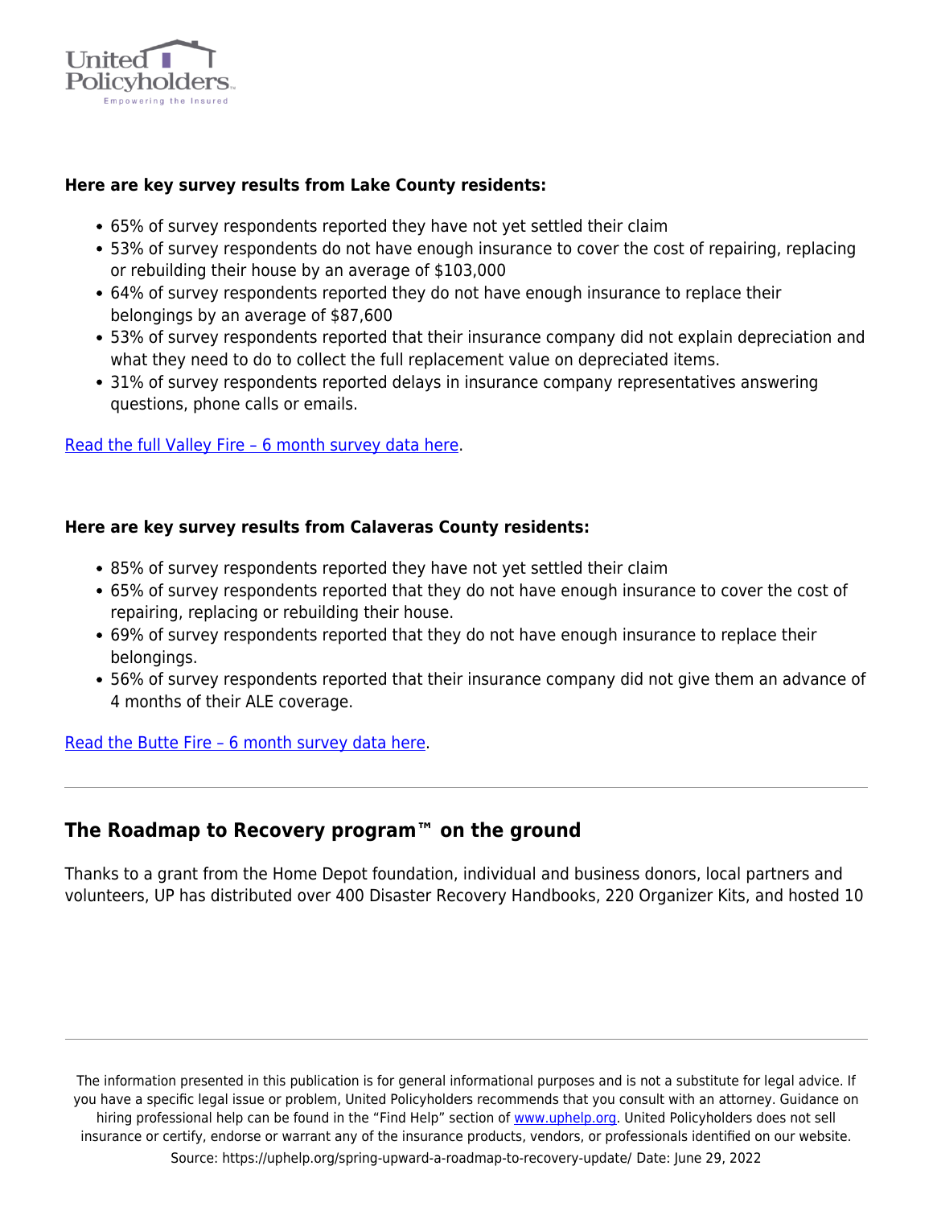**Here are key survey results from Lake County residents:**

- 65% of survey respondents reported they have not yet settled their claim
- 53% of survey respondents do not have enough insurance to cover the cost of repairing, replacing or rebuilding their house by an average of $103,000
- 64% of survey respondents reported they do not have enough insurance to replace their belongings by an average of $87,600
- 53% of survey respondents reported that their insurance company did not explain depreciation and what they need to do to collect the full replacement value on depreciated items.
- 31% of survey respondents reported delays in insurance company representatives answering questions, phone calls or emails.

Read the full Valley Fire – 6 month survey data here.

**Here are key survey results from Calaveras County residents:**

- 85% of survey respondents reported they have not yet settled their claim
- 65% of survey respondents reported that they do not have enough insurance to cover the cost of repairing, replacing or rebuilding their house.
- 69% of survey respondents reported that they do not have enough insurance to replace their belongings.
- 56% of survey respondents reported that their insurance company did not give them an advance of 4 months of their ALE coverage.

Read the Butte Fire – 6 month survey data here.

---

## The Roadmap to Recovery program™ on the ground

Thanks to a grant from the Home Depot foundation, individual and business donors, local partners and volunteers, UP has distributed over 400 Disaster Recovery Handbooks, 220 Organizer Kits, and hosted 10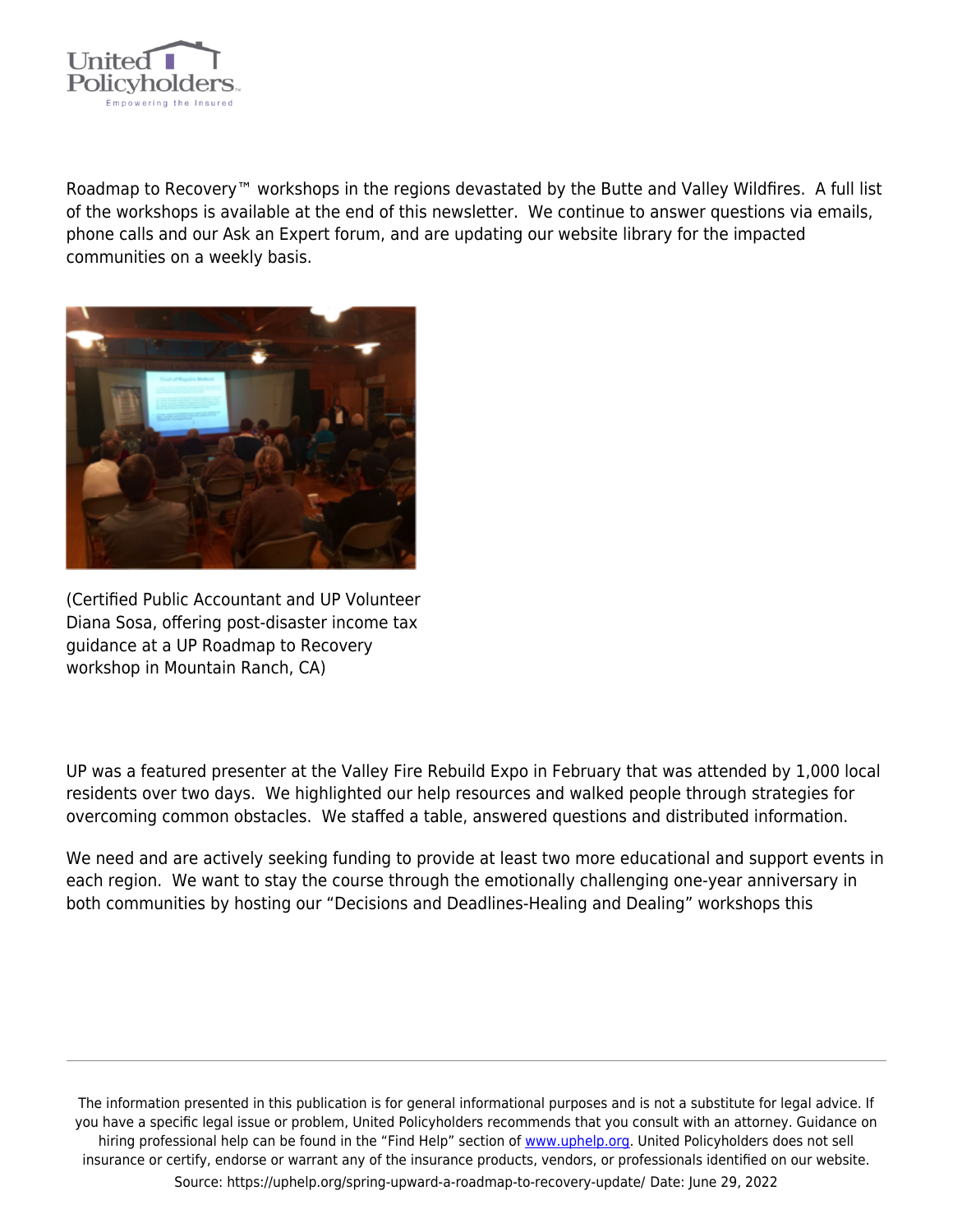Roadmap to Recovery™ workshops in the regions devastated by the Butte and Valley Wildfires. A full list of the workshops is available at the end of this newsletter. We continue to answer questions via emails, phone calls and our Ask an Expert forum, and are updating our website library for the impacted communities on a weekly basis.

(Certified Public Accountant and UP Volunteer Diana Sosa, offering post-disaster income tax guidance at a UP Roadmap to Recovery workshop in Mountain Ranch, CA)

UP was a featured presenter at the Valley Fire Rebuild Expo in February that was attended by 1,000 local residents over two days. We highlighted our help resources and walked people through strategies for overcoming common obstacles. We staffed a table, answered questions and distributed information.

We need and are actively seeking funding to provide at least two more educational and support events in each region. We want to stay the course through the emotionally challenging one-year anniversary in both communities by hosting our "Decisions and Deadlines-Healing and Dealing" workshops this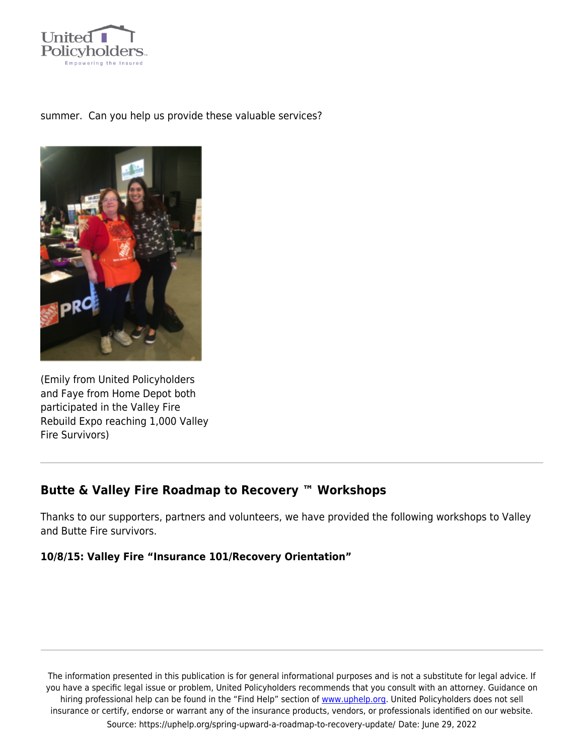summer. Can you help us provide these valuable services?

(Emily from United Policyholders and Faye from Home Depot both participated in the Valley Fire Rebuild Expo reaching 1,000 Valley Fire Survivors)

---

## Butte & Valley Fire Roadmap to Recovery ™ Workshops

Thanks to our supporters, partners and volunteers, we have provided the following workshops to Valley and Butte Fire survivors.

**10/8/15: Valley Fire "Insurance 101/Recovery Orientation"**

---

The information presented in this publication is for general informational purposes and is not a substitute for legal advice. If you have a specific legal issue or problem, United Policyholders recommends that you consult with an attorney. Guidance on hiring professional help can be found in the "Find Help" section of www.uphelp.org. United Policyholders does not sell insurance or certify, endorse or warrant any of the insurance products, vendors, or professionals identified on our website.

Source: https://uphelp.org/spring-upward-a-roadmap-to-recovery-update/ Date: June 29, 2022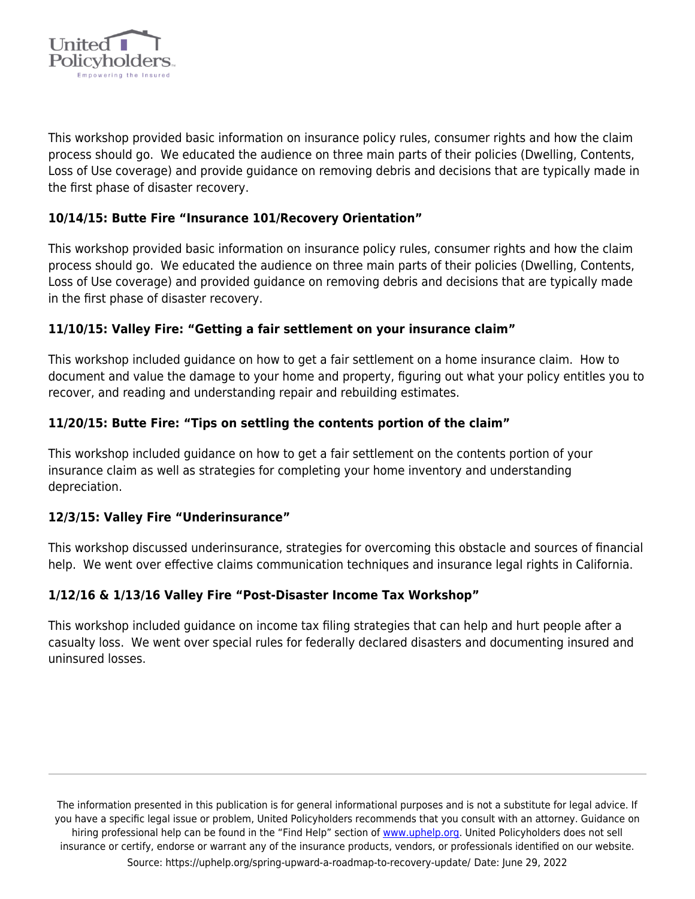This workshop provided basic information on insurance policy rules, consumer rights and how the claim process should go. We educated the audience on three main parts of their policies (Dwelling, Contents, Loss of Use coverage) and provide guidance on removing debris and decisions that are typically made in the first phase of disaster recovery.

**10/14/15: Butte Fire "Insurance 101/Recovery Orientation"**

This workshop provided basic information on insurance policy rules, consumer rights and how the claim process should go. We educated the audience on three main parts of their policies (Dwelling, Contents, Loss of Use coverage) and provided guidance on removing debris and decisions that are typically made in the first phase of disaster recovery.

**11/10/15: Valley Fire: "Getting a fair settlement on your insurance claim"**

This workshop included guidance on how to get a fair settlement on a home insurance claim. How to document and value the damage to your home and property, figuring out what your policy entitles you to recover, and reading and understanding repair and rebuilding estimates.

**11/20/15: Butte Fire: "Tips on settling the contents portion of the claim"**

This workshop included guidance on how to get a fair settlement on the contents portion of your insurance claim as well as strategies for completing your home inventory and understanding depreciation.

**12/3/15: Valley Fire "Underinsurance"**

This workshop discussed underinsurance, strategies for overcoming this obstacle and sources of financial help. We went over effective claims communication techniques and insurance legal rights in California.

**1/12/16 & 1/13/16 Valley Fire "Post-Disaster Income Tax Workshop"**

This workshop included guidance on income tax filing strategies that can help and hurt people after a casualty loss. We went over special rules for federally declared disasters and documenting insured and uninsured losses.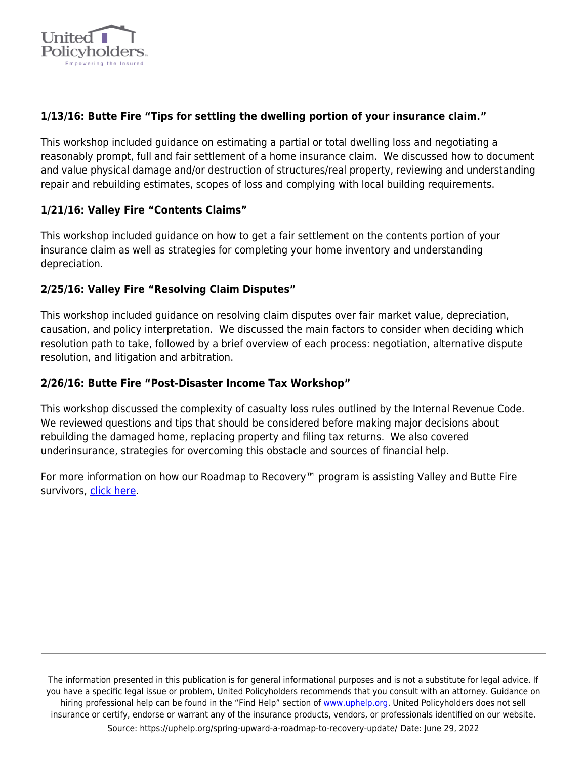**1/13/16: Butte Fire "Tips for settling the dwelling portion of your insurance claim."**

This workshop included guidance on estimating a partial or total dwelling loss and negotiating a reasonably prompt, full and fair settlement of a home insurance claim. We discussed how to document and value physical damage and/or destruction of structures/real property, reviewing and understanding repair and rebuilding estimates, scopes of loss and complying with local building requirements.

**1/21/16: Valley Fire "Contents Claims"**

This workshop included guidance on how to get a fair settlement on the contents portion of your insurance claim as well as strategies for completing your home inventory and understanding depreciation.

**2/25/16: Valley Fire "Resolving Claim Disputes"**

This workshop included guidance on resolving claim disputes over fair market value, depreciation, causation, and policy interpretation. We discussed the main factors to consider when deciding which resolution path to take, followed by a brief overview of each process: negotiation, alternative dispute resolution, and litigation and arbitration.

**2/26/16: Butte Fire "Post-Disaster Income Tax Workshop"**

This workshop discussed the complexity of casualty loss rules outlined by the Internal Revenue Code. We reviewed questions and tips that should be considered before making major decisions about rebuilding the damaged home, replacing property and filing tax returns. We also covered underinsurance, strategies for overcoming this obstacle and sources of financial help.

For more information on how our Roadmap to Recovery™ program is assisting Valley and Butte Fire survivors, click here.

The information presented in this publication is for general informational purposes and is not a substitute for legal advice. If you have a specific legal issue or problem, United Policyholders recommends that you consult with an attorney. Guidance on hiring professional help can be found in the "Find Help" section of www.uphelp.org. United Policyholders does not sell insurance or certify, endorse or warrant any of the insurance products, vendors, or professionals identified on our website.

Source: https://uphelp.org/spring-upward-a-roadmap-to-recovery-update/ Date: June 29, 2022